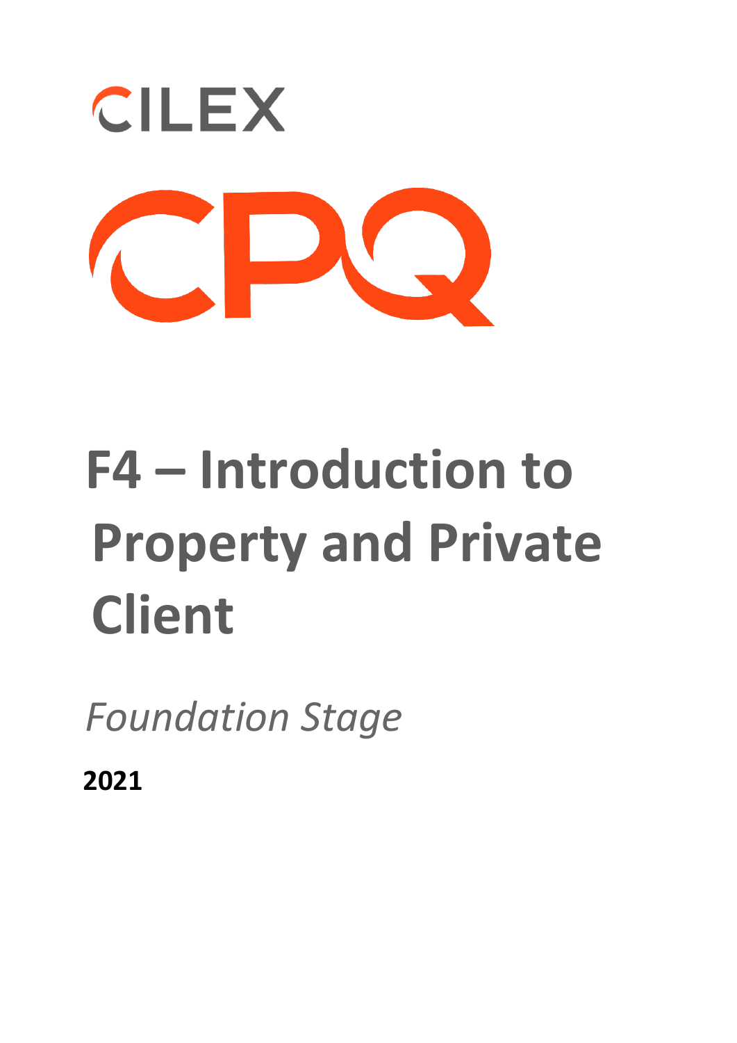CILEX

CPQ

# F4 – Introduction to Property and Private Client

*Foundation Stage*

**2021**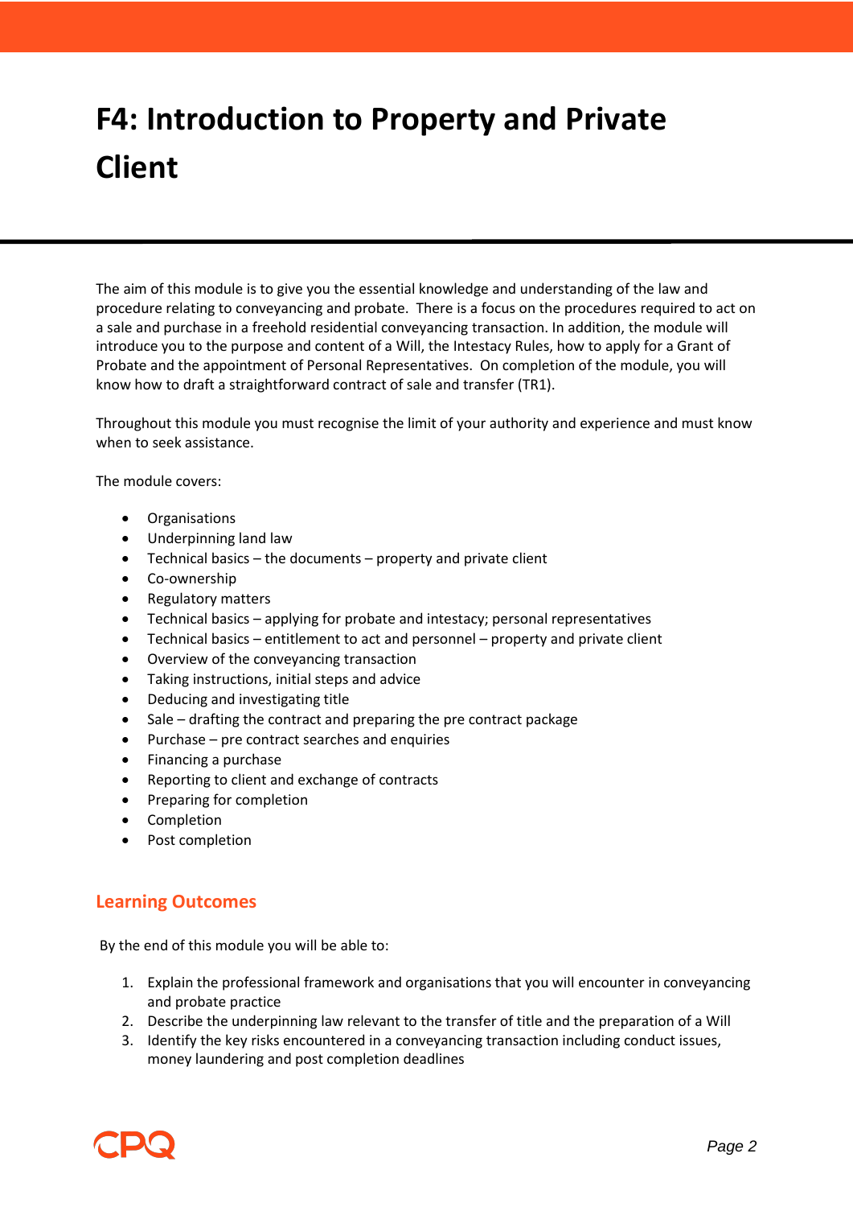# F4: Introduction to Property and Private Client

The aim of this module is to give you the essential knowledge and understanding of the law and procedure relating to conveyancing and probate. There is a focus on the procedures required to act on a sale and purchase in a freehold residential conveyancing transaction. In addition, the module will introduce you to the purpose and content of a Will, the Intestacy Rules, how to apply for a Grant of Probate and the appointment of Personal Representatives. On completion of the module, you will know how to draft a straightforward contract of sale and transfer (TR1).

Throughout this module you must recognise the limit of your authority and experience and must know when to seek assistance.

The module covers:

- Organisations
- Underpinning land law
- Technical basics – the documents – property and private client
- Co-ownership
- Regulatory matters
- Technical basics – applying for probate and intestacy; personal representatives
- Technical basics – entitlement to act and personnel – property and private client
- Overview of the conveyancing transaction
- Taking instructions, initial steps and advice
- Deducing and investigating title
- Sale – drafting the contract and preparing the pre contract package
- Purchase – pre contract searches and enquiries
- Financing a purchase
- Reporting to client and exchange of contracts
- Preparing for completion
- Completion
- Post completion

## Learning Outcomes

By the end of this module you will be able to:

1. Explain the professional framework and organisations that you will encounter in conveyancing and probate practice
2. Describe the underpinning law relevant to the transfer of title and the preparation of a Will
3. Identify the key risks encountered in a conveyancing transaction including conduct issues, money laundering and post completion deadlines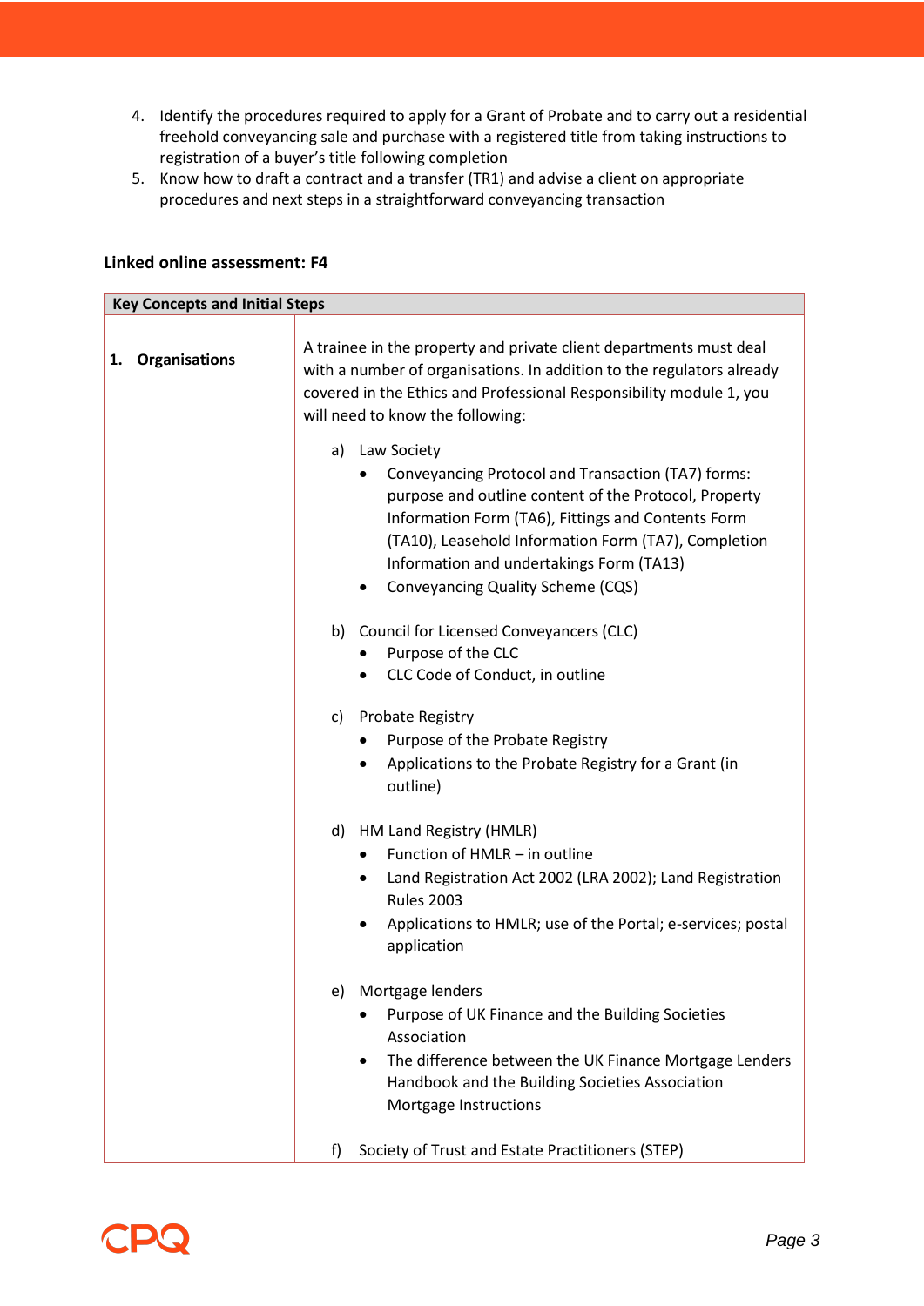4. Identify the procedures required to apply for a Grant of Probate and to carry out a residential freehold conveyancing sale and purchase with a registered title from taking instructions to registration of a buyer's title following completion
5. Know how to draft a contract and a transfer (TR1) and advise a client on appropriate procedures and next steps in a straightforward conveyancing transaction

**Linked online assessment: F4**

| **Key Concepts and Initial Steps** | |
|---|---|
| **1. Organisations** | A trainee in the property and private client departments must deal with a number of organisations. In addition to the regulators already covered in the Ethics and Professional Responsibility module 1, you will need to know the following:<br><br>a) Law Society<br>• Conveyancing Protocol and Transaction (TA7) forms: purpose and outline content of the Protocol, Property Information Form (TA6), Fittings and Contents Form (TA10), Leasehold Information Form (TA7), Completion Information and undertakings Form (TA13)<br>• Conveyancing Quality Scheme (CQS)<br><br>b) Council for Licensed Conveyancers (CLC)<br>• Purpose of the CLC<br>• CLC Code of Conduct, in outline<br><br>c) Probate Registry<br>• Purpose of the Probate Registry<br>• Applications to the Probate Registry for a Grant (in outline)<br><br>d) HM Land Registry (HMLR)<br>• Function of HMLR – in outline<br>• Land Registration Act 2002 (LRA 2002); Land Registration Rules 2003<br>• Applications to HMLR; use of the Portal; e-services; postal application<br><br>e) Mortgage lenders<br>• Purpose of UK Finance and the Building Societies Association<br>• The difference between the UK Finance Mortgage Lenders Handbook and the Building Societies Association Mortgage Instructions<br><br>f) Society of Trust and Estate Practitioners (STEP) |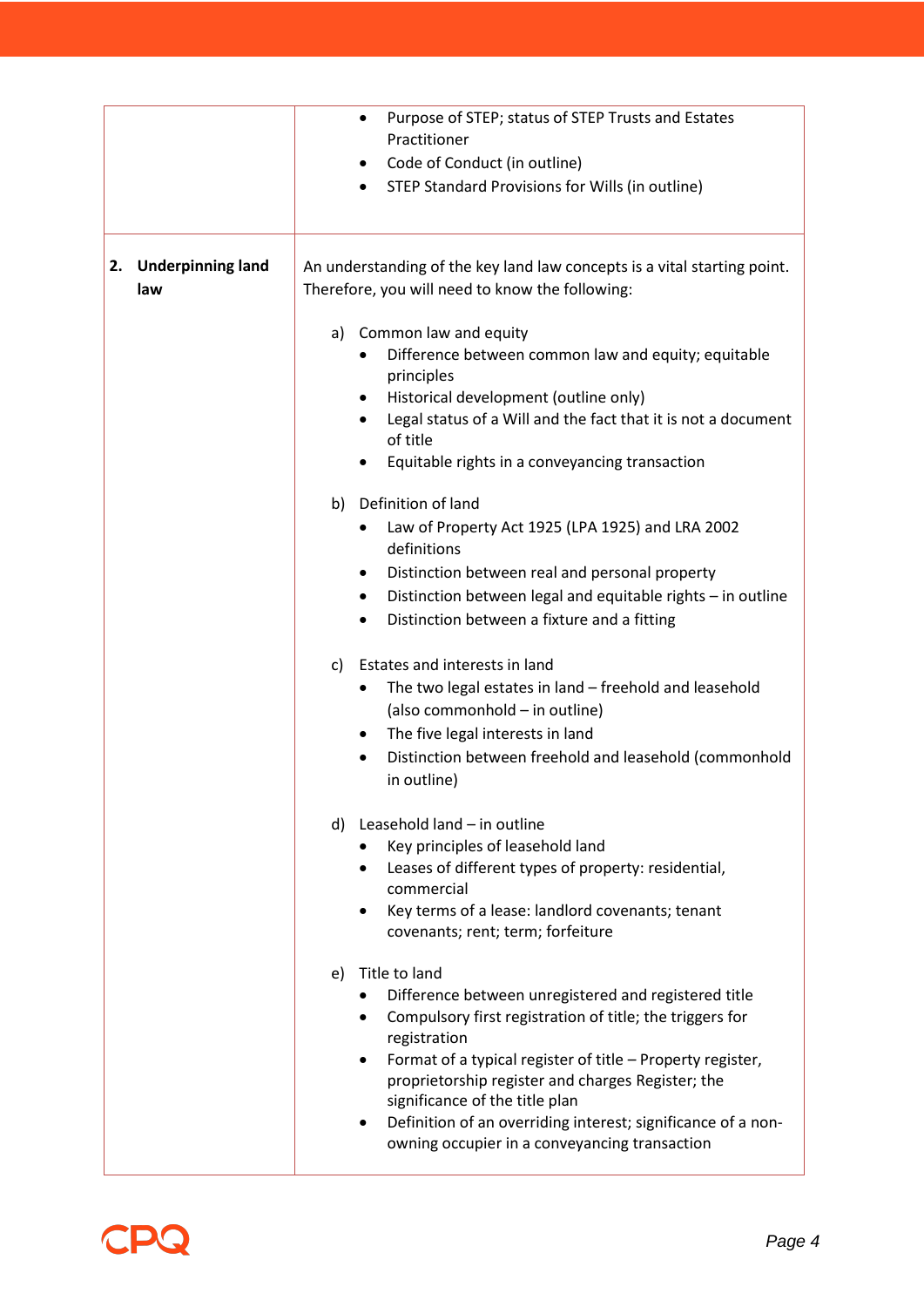| | |
|---|---|
| | • Purpose of STEP; status of STEP Trusts and Estates Practitioner<br>• Code of Conduct (in outline)<br>• STEP Standard Provisions for Wills (in outline) |
| **2. Underpinning land law** | An understanding of the key land law concepts is a vital starting point. Therefore, you will need to know the following:<br><br>a) Common law and equity<br>• Difference between common law and equity; equitable principles<br>• Historical development (outline only)<br>• Legal status of a Will and the fact that it is not a document of title<br>• Equitable rights in a conveyancing transaction<br><br>b) Definition of land<br>• Law of Property Act 1925 (LPA 1925) and LRA 2002 definitions<br>• Distinction between real and personal property<br>• Distinction between legal and equitable rights – in outline<br>• Distinction between a fixture and a fitting<br><br>c) Estates and interests in land<br>• The two legal estates in land – freehold and leasehold (also commonhold – in outline)<br>• The five legal interests in land<br>• Distinction between freehold and leasehold (commonhold in outline)<br><br>d) Leasehold land – in outline<br>• Key principles of leasehold land<br>• Leases of different types of property: residential, commercial<br>• Key terms of a lease: landlord covenants; tenant covenants; rent; term; forfeiture<br><br>e) Title to land<br>• Difference between unregistered and registered title<br>• Compulsory first registration of title; the triggers for registration<br>• Format of a typical register of title – Property register, proprietorship register and charges Register; the significance of the title plan<br>• Definition of an overriding interest; significance of a non-owning occupier in a conveyancing transaction |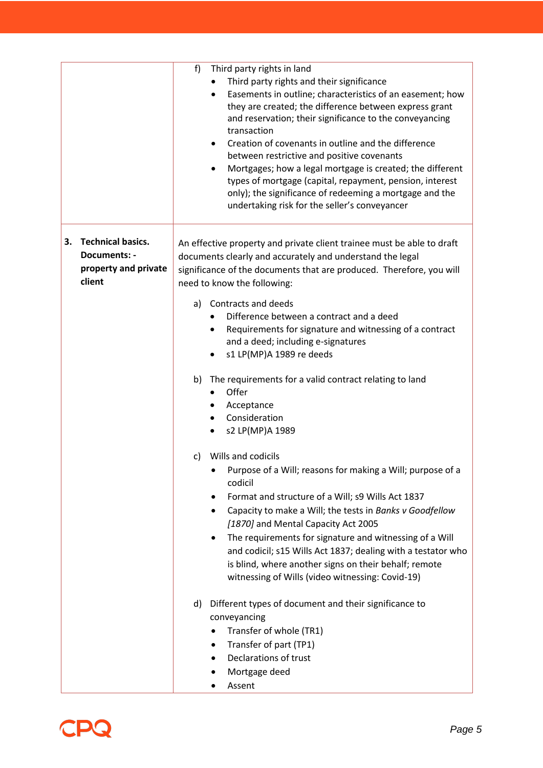| | |
|---|---|
| | f) Third party rights in land<br>• Third party rights and their significance<br>• Easements in outline; characteristics of an easement; how they are created; the difference between express grant and reservation; their significance to the conveyancing transaction<br>• Creation of covenants in outline and the difference between restrictive and positive covenants<br>• Mortgages; how a legal mortgage is created; the different types of mortgage (capital, repayment, pension, interest only); the significance of redeeming a mortgage and the undertaking risk for the seller's conveyancer |
| **3. Technical basics. Documents: - property and private client** | An effective property and private client trainee must be able to draft documents clearly and accurately and understand the legal significance of the documents that are produced. Therefore, you will need to know the following:<br><br>a) Contracts and deeds<br>• Difference between a contract and a deed<br>• Requirements for signature and witnessing of a contract and a deed; including e-signatures<br>• s1 LP(MP)A 1989 re deeds<br><br>b) The requirements for a valid contract relating to land<br>• Offer<br>• Acceptance<br>• Consideration<br>• s2 LP(MP)A 1989<br><br>c) Wills and codicils<br>• Purpose of a Will; reasons for making a Will; purpose of a codicil<br>• Format and structure of a Will; s9 Wills Act 1837<br>• Capacity to make a Will; the tests in *Banks v Goodfellow [1870]* and Mental Capacity Act 2005<br>• The requirements for signature and witnessing of a Will and codicil; s15 Wills Act 1837; dealing with a testator who is blind, where another signs on their behalf; remote witnessing of Wills (video witnessing: Covid-19)<br><br>d) Different types of document and their significance to conveyancing<br>• Transfer of whole (TR1)<br>• Transfer of part (TP1)<br>• Declarations of trust<br>• Mortgage deed<br>• Assent |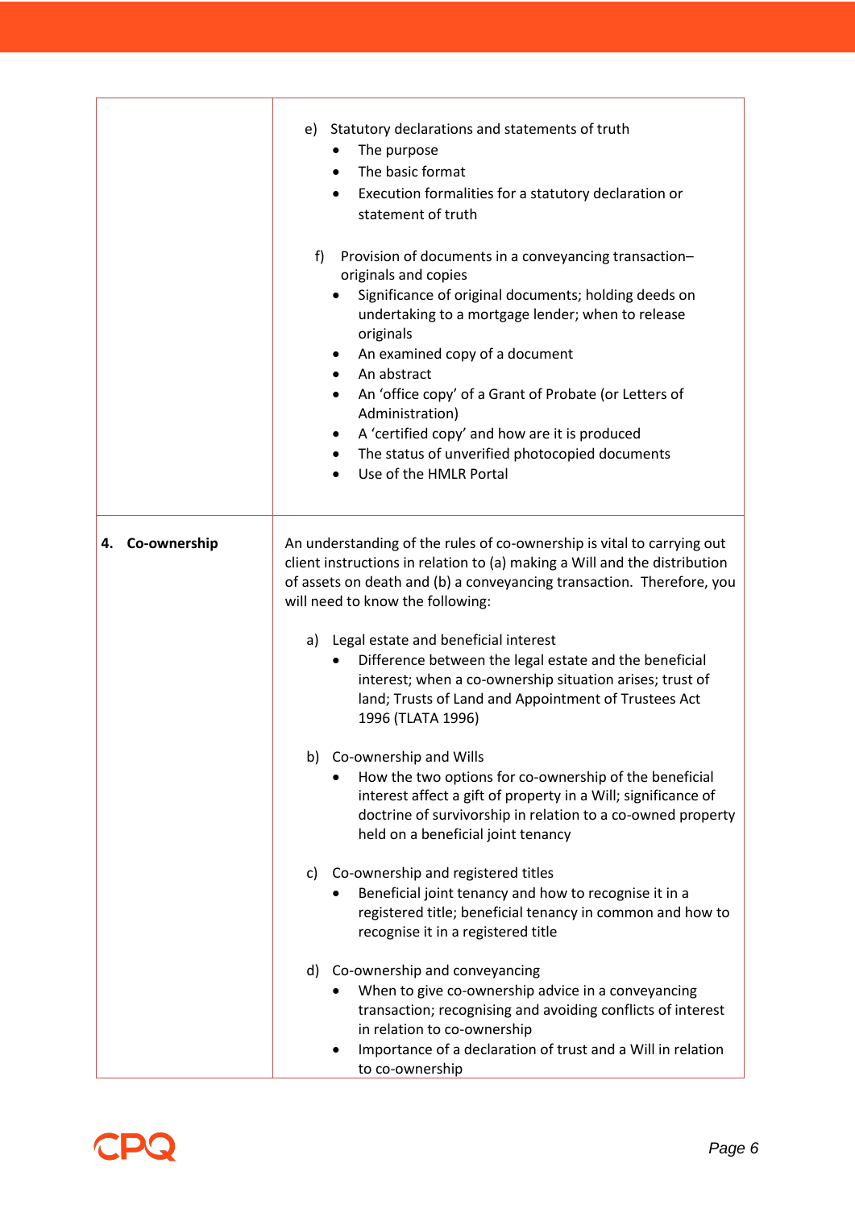| | |
|---|---|
| | e) Statutory declarations and statements of truth<br>• The purpose<br>• The basic format<br>• Execution formalities for a statutory declaration or statement of truth<br><br>f) Provision of documents in a conveyancing transaction– originals and copies<br>• Significance of original documents; holding deeds on undertaking to a mortgage lender; when to release originals<br>• An examined copy of a document<br>• An abstract<br>• An 'office copy' of a Grant of Probate (or Letters of Administration)<br>• A 'certified copy' and how are it is produced<br>• The status of unverified photocopied documents<br>• Use of the HMLR Portal |
| **4. Co-ownership** | An understanding of the rules of co-ownership is vital to carrying out client instructions in relation to (a) making a Will and the distribution of assets on death and (b) a conveyancing transaction. Therefore, you will need to know the following:<br><br>a) Legal estate and beneficial interest<br>• Difference between the legal estate and the beneficial interest; when a co-ownership situation arises; trust of land; Trusts of Land and Appointment of Trustees Act 1996 (TLATA 1996)<br><br>b) Co-ownership and Wills<br>• How the two options for co-ownership of the beneficial interest affect a gift of property in a Will; significance of doctrine of survivorship in relation to a co-owned property held on a beneficial joint tenancy<br><br>c) Co-ownership and registered titles<br>• Beneficial joint tenancy and how to recognise it in a registered title; beneficial tenancy in common and how to recognise it in a registered title<br><br>d) Co-ownership and conveyancing<br>• When to give co-ownership advice in a conveyancing transaction; recognising and avoiding conflicts of interest in relation to co-ownership<br>• Importance of a declaration of trust and a Will in relation to co-ownership |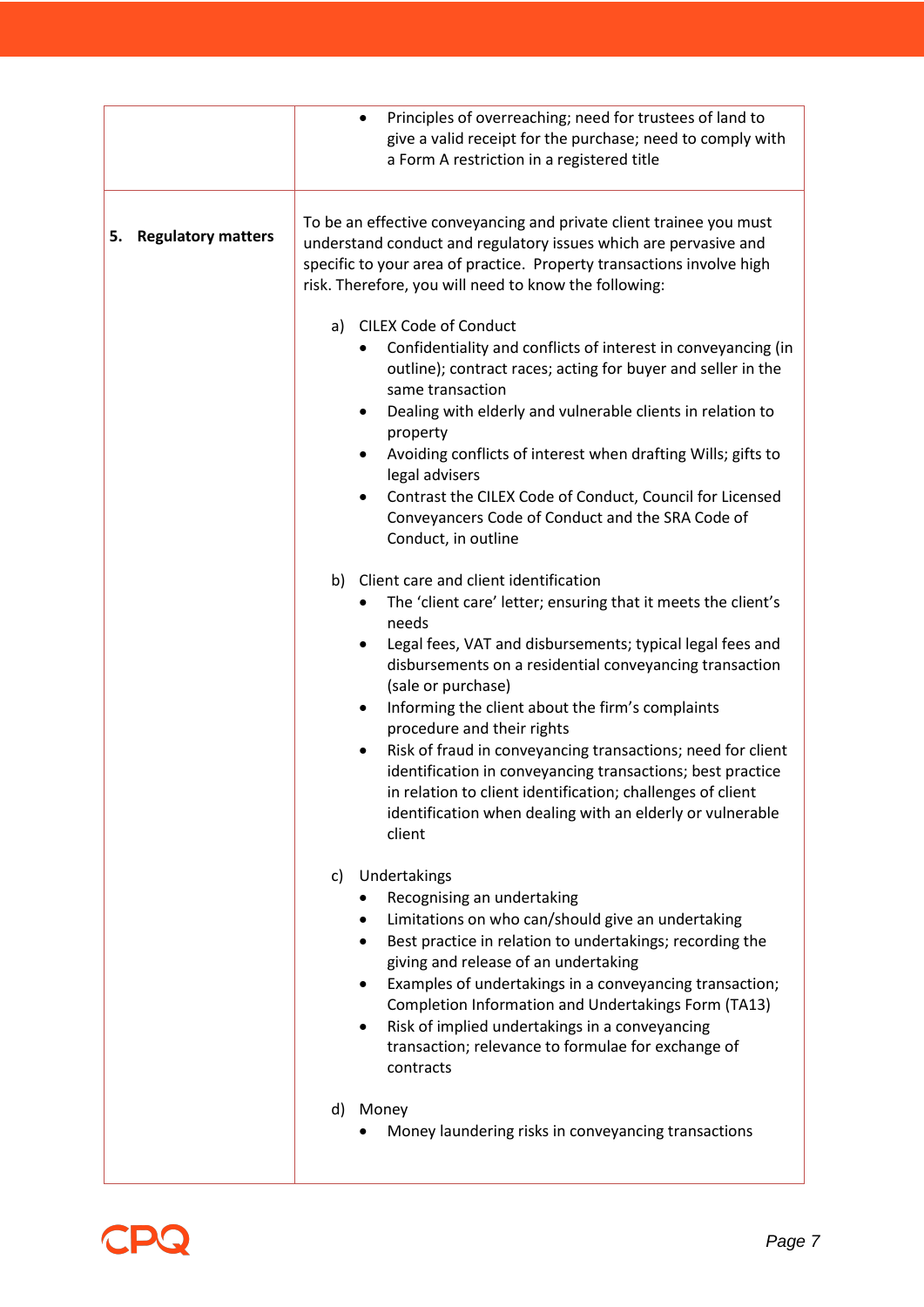| | |
|---|---|
| | • Principles of overreaching; need for trustees of land to give a valid receipt for the purchase; need to comply with a Form A restriction in a registered title |
| **5. Regulatory matters** | To be an effective conveyancing and private client trainee you must understand conduct and regulatory issues which are pervasive and specific to your area of practice. Property transactions involve high risk. Therefore, you will need to know the following:<br><br>a) CILEX Code of Conduct<br>• Confidentiality and conflicts of interest in conveyancing (in outline); contract races; acting for buyer and seller in the same transaction<br>• Dealing with elderly and vulnerable clients in relation to property<br>• Avoiding conflicts of interest when drafting Wills; gifts to legal advisers<br>• Contrast the CILEX Code of Conduct, Council for Licensed Conveyancers Code of Conduct and the SRA Code of Conduct, in outline<br><br>b) Client care and client identification<br>• The 'client care' letter; ensuring that it meets the client's needs<br>• Legal fees, VAT and disbursements; typical legal fees and disbursements on a residential conveyancing transaction (sale or purchase)<br>• Informing the client about the firm's complaints procedure and their rights<br>• Risk of fraud in conveyancing transactions; need for client identification in conveyancing transactions; best practice in relation to client identification; challenges of client identification when dealing with an elderly or vulnerable client<br><br>c) Undertakings<br>• Recognising an undertaking<br>• Limitations on who can/should give an undertaking<br>• Best practice in relation to undertakings; recording the giving and release of an undertaking<br>• Examples of undertakings in a conveyancing transaction; Completion Information and Undertakings Form (TA13)<br>• Risk of implied undertakings in a conveyancing transaction; relevance to formulae for exchange of contracts<br><br>d) Money<br>• Money laundering risks in conveyancing transactions |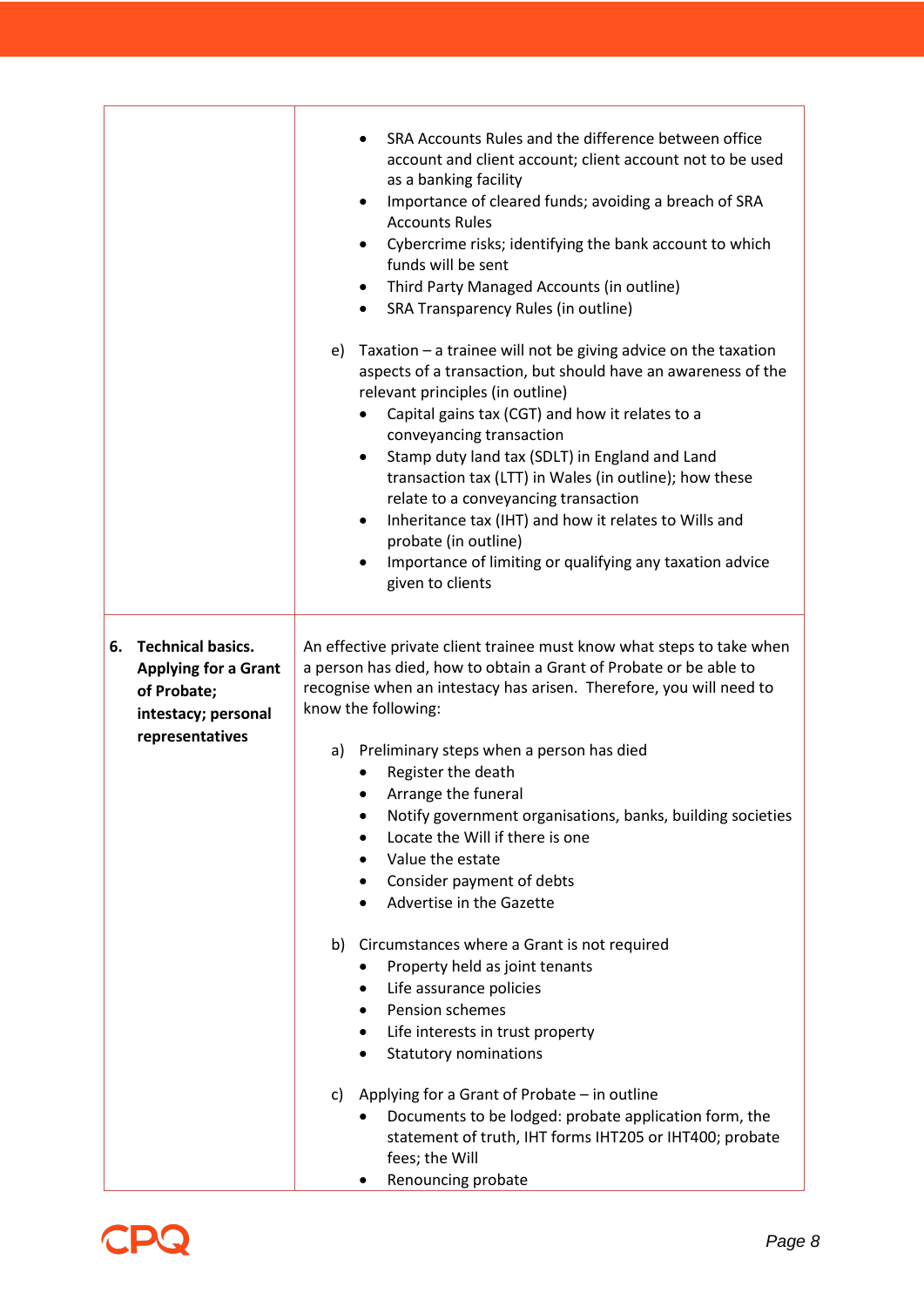|  |  |
|---|---|
|  | • SRA Accounts Rules and the difference between office account and client account; client account not to be used as a banking facility<br>• Importance of cleared funds; avoiding a breach of SRA Accounts Rules<br>• Cybercrime risks; identifying the bank account to which funds will be sent<br>• Third Party Managed Accounts (in outline)<br>• SRA Transparency Rules (in outline)<br><br>e) Taxation – a trainee will not be giving advice on the taxation aspects of a transaction, but should have an awareness of the relevant principles (in outline)<br>• Capital gains tax (CGT) and how it relates to a conveyancing transaction<br>• Stamp duty land tax (SDLT) in England and Land transaction tax (LTT) in Wales (in outline); how these relate to a conveyancing transaction<br>• Inheritance tax (IHT) and how it relates to Wills and probate (in outline)<br>• Importance of limiting or qualifying any taxation advice given to clients |
| **6. Technical basics. Applying for a Grant of Probate; intestacy; personal representatives** | An effective private client trainee must know what steps to take when a person has died, how to obtain a Grant of Probate or be able to recognise when an intestacy has arisen. Therefore, you will need to know the following:<br><br>a) Preliminary steps when a person has died<br>• Register the death<br>• Arrange the funeral<br>• Notify government organisations, banks, building societies<br>• Locate the Will if there is one<br>• Value the estate<br>• Consider payment of debts<br>• Advertise in the Gazette<br><br>b) Circumstances where a Grant is not required<br>• Property held as joint tenants<br>• Life assurance policies<br>• Pension schemes<br>• Life interests in trust property<br>• Statutory nominations<br><br>c) Applying for a Grant of Probate – in outline<br>• Documents to be lodged: probate application form, the statement of truth, IHT forms IHT205 or IHT400; probate fees; the Will<br>• Renouncing probate |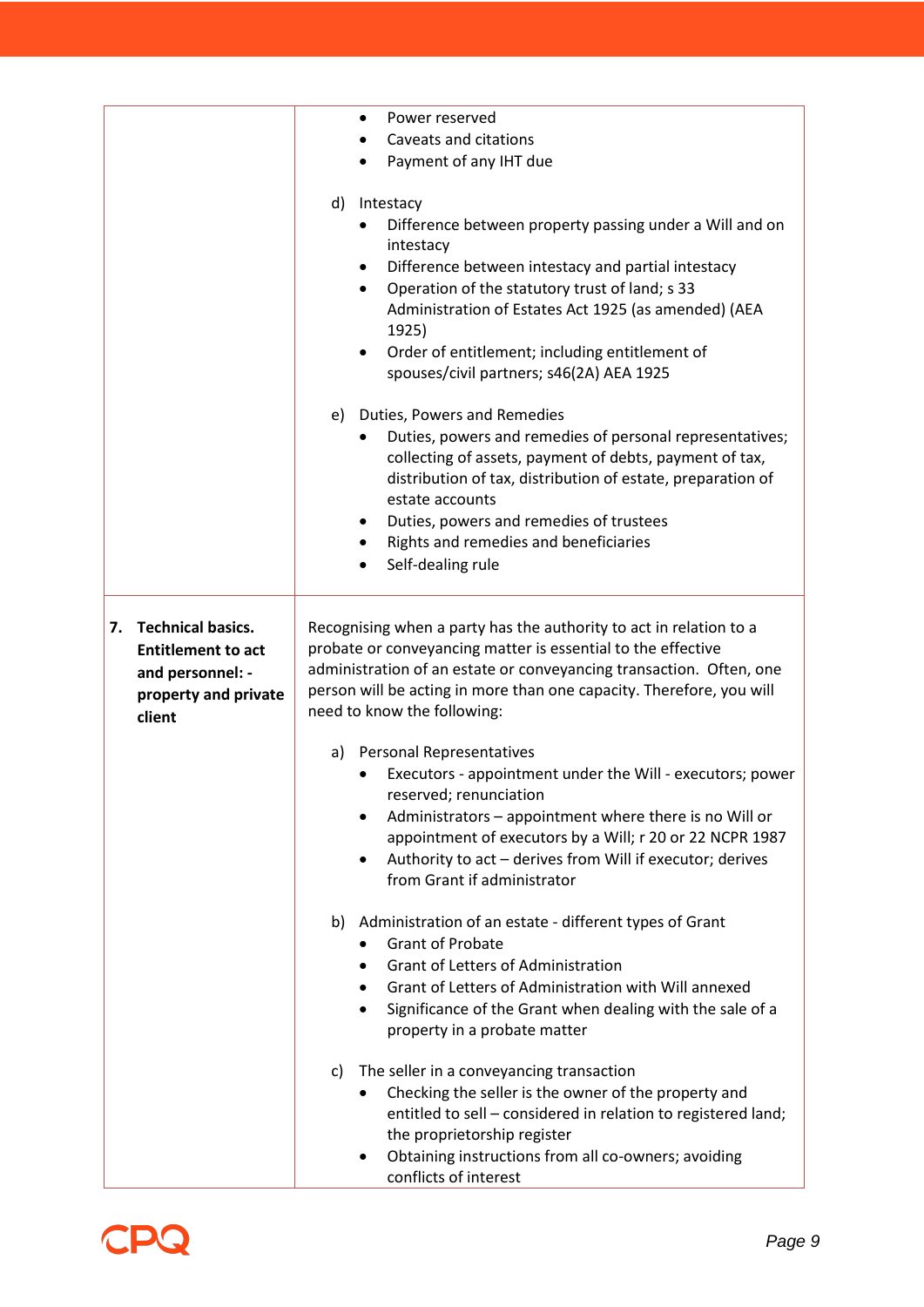| | |
|---|---|
| | • Power reserved<br>• Caveats and citations<br>• Payment of any IHT due<br><br>d) Intestacy<br>• Difference between property passing under a Will and on intestacy<br>• Difference between intestacy and partial intestacy<br>• Operation of the statutory trust of land; s 33 Administration of Estates Act 1925 (as amended) (AEA 1925)<br>• Order of entitlement; including entitlement of spouses/civil partners; s46(2A) AEA 1925<br><br>e) Duties, Powers and Remedies<br>• Duties, powers and remedies of personal representatives; collecting of assets, payment of debts, payment of tax, distribution of tax, distribution of estate, preparation of estate accounts<br>• Duties, powers and remedies of trustees<br>• Rights and remedies and beneficiaries<br>• Self-dealing rule |
| **7. Technical basics. Entitlement to act and personnel: - property and private client** | Recognising when a party has the authority to act in relation to a probate or conveyancing matter is essential to the effective administration of an estate or conveyancing transaction. Often, one person will be acting in more than one capacity. Therefore, you will need to know the following:<br><br>a) Personal Representatives<br>• Executors - appointment under the Will - executors; power reserved; renunciation<br>• Administrators – appointment where there is no Will or appointment of executors by a Will; r 20 or 22 NCPR 1987<br>• Authority to act – derives from Will if executor; derives from Grant if administrator<br><br>b) Administration of an estate - different types of Grant<br>• Grant of Probate<br>• Grant of Letters of Administration<br>• Grant of Letters of Administration with Will annexed<br>• Significance of the Grant when dealing with the sale of a property in a probate matter<br><br>c) The seller in a conveyancing transaction<br>• Checking the seller is the owner of the property and entitled to sell – considered in relation to registered land; the proprietorship register<br>• Obtaining instructions from all co-owners; avoiding conflicts of interest |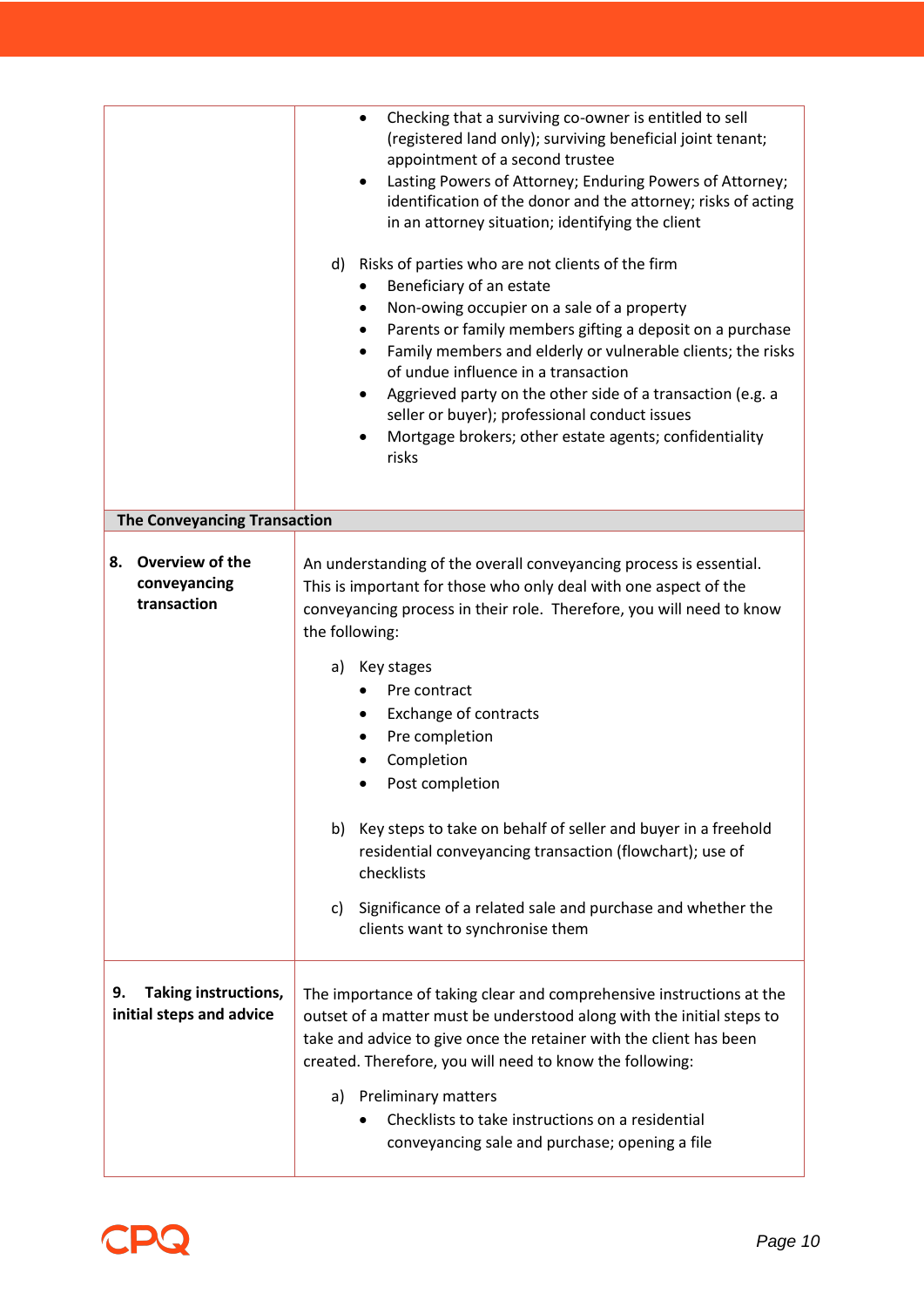| | |
|---|---|
| | • Checking that a surviving co-owner is entitled to sell (registered land only); surviving beneficial joint tenant; appointment of a second trustee<br>• Lasting Powers of Attorney; Enduring Powers of Attorney; identification of the donor and the attorney; risks of acting in an attorney situation; identifying the client<br><br>d) Risks of parties who are not clients of the firm<br>• Beneficiary of an estate<br>• Non-owing occupier on a sale of a property<br>• Parents or family members gifting a deposit on a purchase<br>• Family members and elderly or vulnerable clients; the risks of undue influence in a transaction<br>• Aggrieved party on the other side of a transaction (e.g. a seller or buyer); professional conduct issues<br>• Mortgage brokers; other estate agents; confidentiality risks |
| **The Conveyancing Transaction** | |
| **8. Overview of the conveyancing transaction** | An understanding of the overall conveyancing process is essential. This is important for those who only deal with one aspect of the conveyancing process in their role. Therefore, you will need to know the following:<br><br>a) Key stages<br>• Pre contract<br>• Exchange of contracts<br>• Pre completion<br>• Completion<br>• Post completion<br><br>b) Key steps to take on behalf of seller and buyer in a freehold residential conveyancing transaction (flowchart); use of checklists<br><br>c) Significance of a related sale and purchase and whether the clients want to synchronise them |
| **9. Taking instructions, initial steps and advice** | The importance of taking clear and comprehensive instructions at the outset of a matter must be understood along with the initial steps to take and advice to give once the retainer with the client has been created. Therefore, you will need to know the following:<br><br>a) Preliminary matters<br>• Checklists to take instructions on a residential conveyancing sale and purchase; opening a file |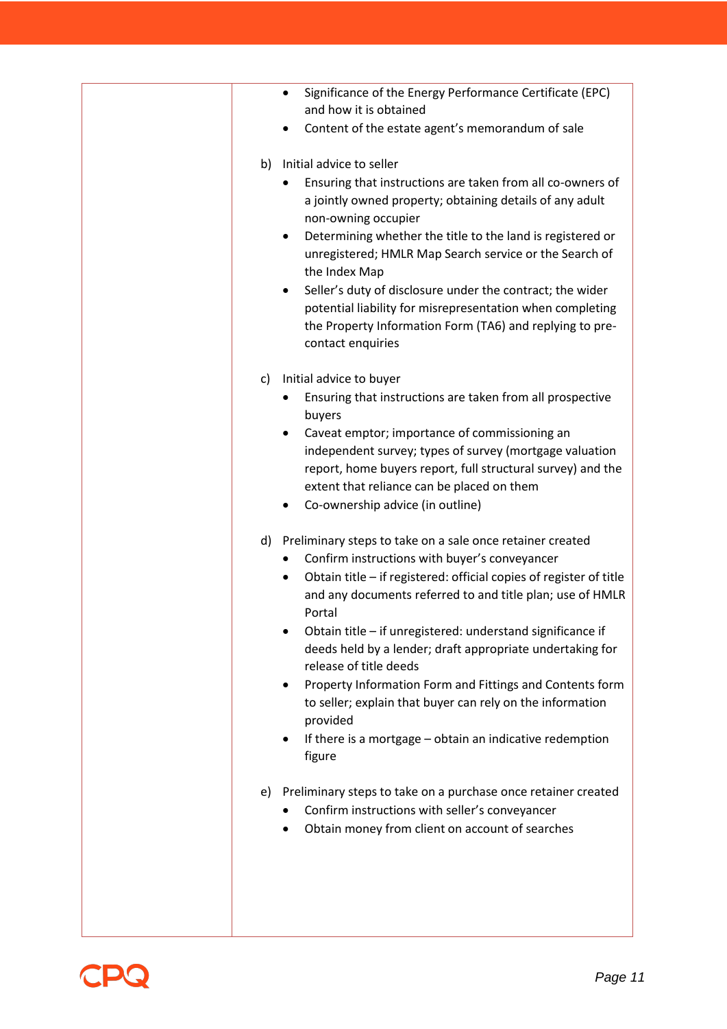|  |  |
|---|---|
|  | • Significance of the Energy Performance Certificate (EPC) and how it is obtained<br>• Content of the estate agent's memorandum of sale<br><br>b) Initial advice to seller<br>• Ensuring that instructions are taken from all co-owners of a jointly owned property; obtaining details of any adult non-owning occupier<br>• Determining whether the title to the land is registered or unregistered; HMLR Map Search service or the Search of the Index Map<br>• Seller's duty of disclosure under the contract; the wider potential liability for misrepresentation when completing the Property Information Form (TA6) and replying to pre-contact enquiries<br><br>c) Initial advice to buyer<br>• Ensuring that instructions are taken from all prospective buyers<br>• Caveat emptor; importance of commissioning an independent survey; types of survey (mortgage valuation report, home buyers report, full structural survey) and the extent that reliance can be placed on them<br>• Co-ownership advice (in outline)<br><br>d) Preliminary steps to take on a sale once retainer created<br>• Confirm instructions with buyer's conveyancer<br>• Obtain title – if registered: official copies of register of title and any documents referred to and title plan; use of HMLR Portal<br>• Obtain title – if unregistered: understand significance if deeds held by a lender; draft appropriate undertaking for release of title deeds<br>• Property Information Form and Fittings and Contents form to seller; explain that buyer can rely on the information provided<br>• If there is a mortgage – obtain an indicative redemption figure<br><br>e) Preliminary steps to take on a purchase once retainer created<br>• Confirm instructions with seller's conveyancer<br>• Obtain money from client on account of searches |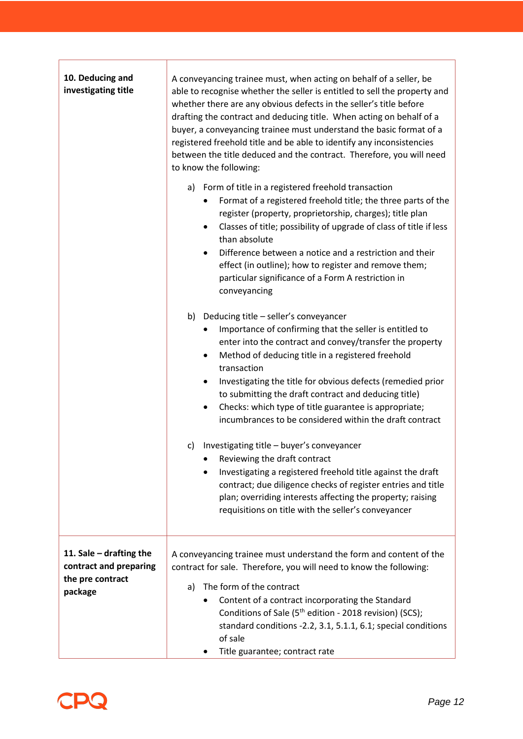| | |
|---|---|
| **10. Deducing and investigating title** | A conveyancing trainee must, when acting on behalf of a seller, be able to recognise whether the seller is entitled to sell the property and whether there are any obvious defects in the seller's title before drafting the contract and deducing title. When acting on behalf of a buyer, a conveyancing trainee must understand the basic format of a registered freehold title and be able to identify any inconsistencies between the title deduced and the contract. Therefore, you will need to know the following:<br><br>a) Form of title in a registered freehold transaction<br>• Format of a registered freehold title; the three parts of the register (property, proprietorship, charges); title plan<br>• Classes of title; possibility of upgrade of class of title if less than absolute<br>• Difference between a notice and a restriction and their effect (in outline); how to register and remove them; particular significance of a Form A restriction in conveyancing<br><br>b) Deducing title – seller's conveyancer<br>• Importance of confirming that the seller is entitled to enter into the contract and convey/transfer the property<br>• Method of deducing title in a registered freehold transaction<br>• Investigating the title for obvious defects (remedied prior to submitting the draft contract and deducing title)<br>• Checks: which type of title guarantee is appropriate; incumbrances to be considered within the draft contract<br><br>c) Investigating title – buyer's conveyancer<br>• Reviewing the draft contract<br>• Investigating a registered freehold title against the draft contract; due diligence checks of register entries and title plan; overriding interests affecting the property; raising requisitions on title with the seller's conveyancer |
| **11. Sale – drafting the contract and preparing the pre contract package** | A conveyancing trainee must understand the form and content of the contract for sale. Therefore, you will need to know the following:<br><br>a) The form of the contract<br>• Content of a contract incorporating the Standard Conditions of Sale (5th edition - 2018 revision) (SCS); standard conditions -2.2, 3.1, 5.1.1, 6.1; special conditions of sale<br>• Title guarantee; contract rate |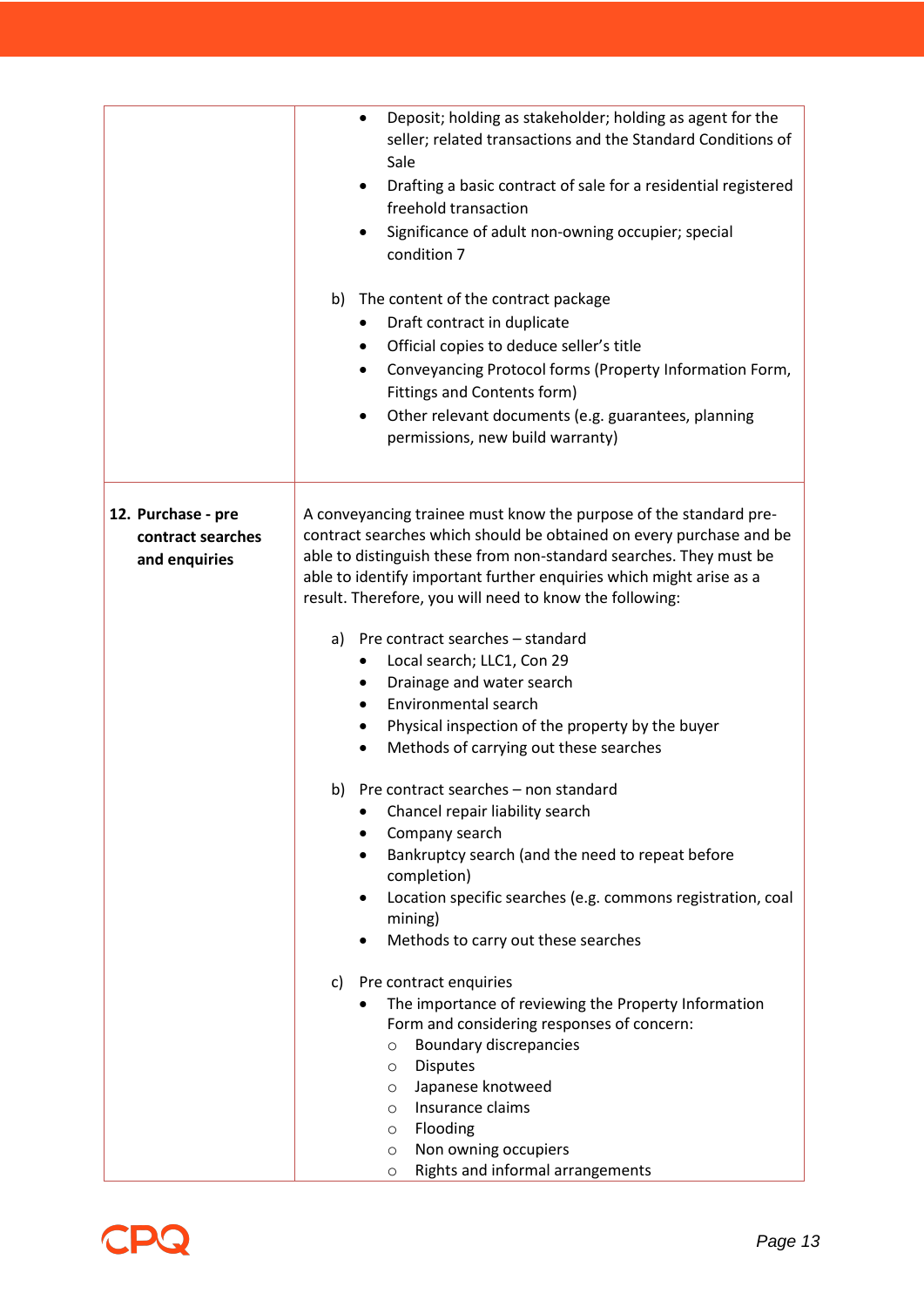| | |
|---|---|
| | • Deposit; holding as stakeholder; holding as agent for the seller; related transactions and the Standard Conditions of Sale<br>• Drafting a basic contract of sale for a residential registered freehold transaction<br>• Significance of adult non-owning occupier; special condition 7<br><br>b) The content of the contract package<br>• Draft contract in duplicate<br>• Official copies to deduce seller's title<br>• Conveyancing Protocol forms (Property Information Form, Fittings and Contents form)<br>• Other relevant documents (e.g. guarantees, planning permissions, new build warranty) |
| **12. Purchase - pre contract searches and enquiries** | A conveyancing trainee must know the purpose of the standard pre-contract searches which should be obtained on every purchase and be able to distinguish these from non-standard searches. They must be able to identify important further enquiries which might arise as a result. Therefore, you will need to know the following:<br><br>a) Pre contract searches – standard<br>• Local search; LLC1, Con 29<br>• Drainage and water search<br>• Environmental search<br>• Physical inspection of the property by the buyer<br>• Methods of carrying out these searches<br><br>b) Pre contract searches – non standard<br>• Chancel repair liability search<br>• Company search<br>• Bankruptcy search (and the need to repeat before completion)<br>• Location specific searches (e.g. commons registration, coal mining)<br>• Methods to carry out these searches<br><br>c) Pre contract enquiries<br>• The importance of reviewing the Property Information Form and considering responses of concern:<br>  ○ Boundary discrepancies<br>  ○ Disputes<br>  ○ Japanese knotweed<br>  ○ Insurance claims<br>  ○ Flooding<br>  ○ Non owning occupiers<br>  ○ Rights and informal arrangements |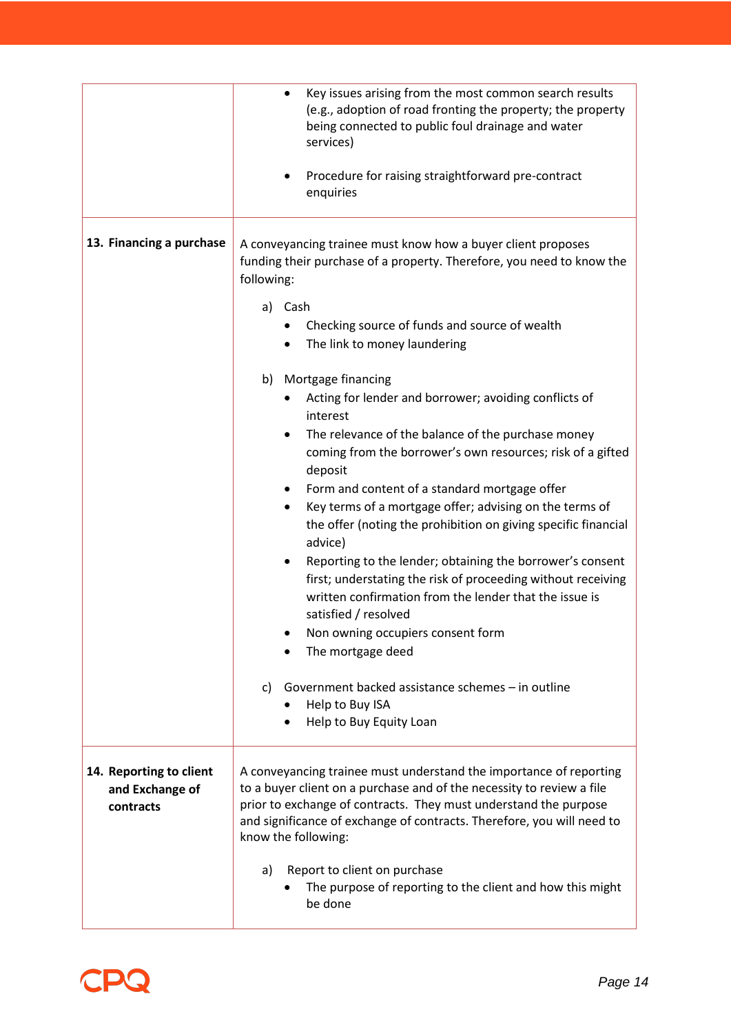| | |
|---|---|
| | <ul><li>Key issues arising from the most common search results (e.g., adoption of road fronting the property; the property being connected to public foul drainage and water services)</li><li>Procedure for raising straightforward pre-contract enquiries</li></ul> |
| **13. Financing a purchase** | A conveyancing trainee must know how a buyer client proposes funding their purchase of a property. Therefore, you need to know the following:<br><br>a) Cash<ul><li>Checking source of funds and source of wealth</li><li>The link to money laundering</li></ul>b) Mortgage financing<ul><li>Acting for lender and borrower; avoiding conflicts of interest</li><li>The relevance of the balance of the purchase money coming from the borrower's own resources; risk of a gifted deposit</li><li>Form and content of a standard mortgage offer</li><li>Key terms of a mortgage offer; advising on the terms of the offer (noting the prohibition on giving specific financial advice)</li><li>Reporting to the lender; obtaining the borrower's consent first; understanding the risk of proceeding without receiving written confirmation from the lender that the issue is satisfied / resolved</li><li>Non owning occupiers consent form</li><li>The mortgage deed</li></ul>c) Government backed assistance schemes – in outline<ul><li>Help to Buy ISA</li><li>Help to Buy Equity Loan</li></ul> |
| **14. Reporting to client and Exchange of contracts** | A conveyancing trainee must understand the importance of reporting to a buyer client on a purchase and of the necessity to review a file prior to exchange of contracts. They must understand the purpose and significance of exchange of contracts. Therefore, you will need to know the following:<br><br>a) Report to client on purchase<ul><li>The purpose of reporting to the client and how this might be done</li></ul> |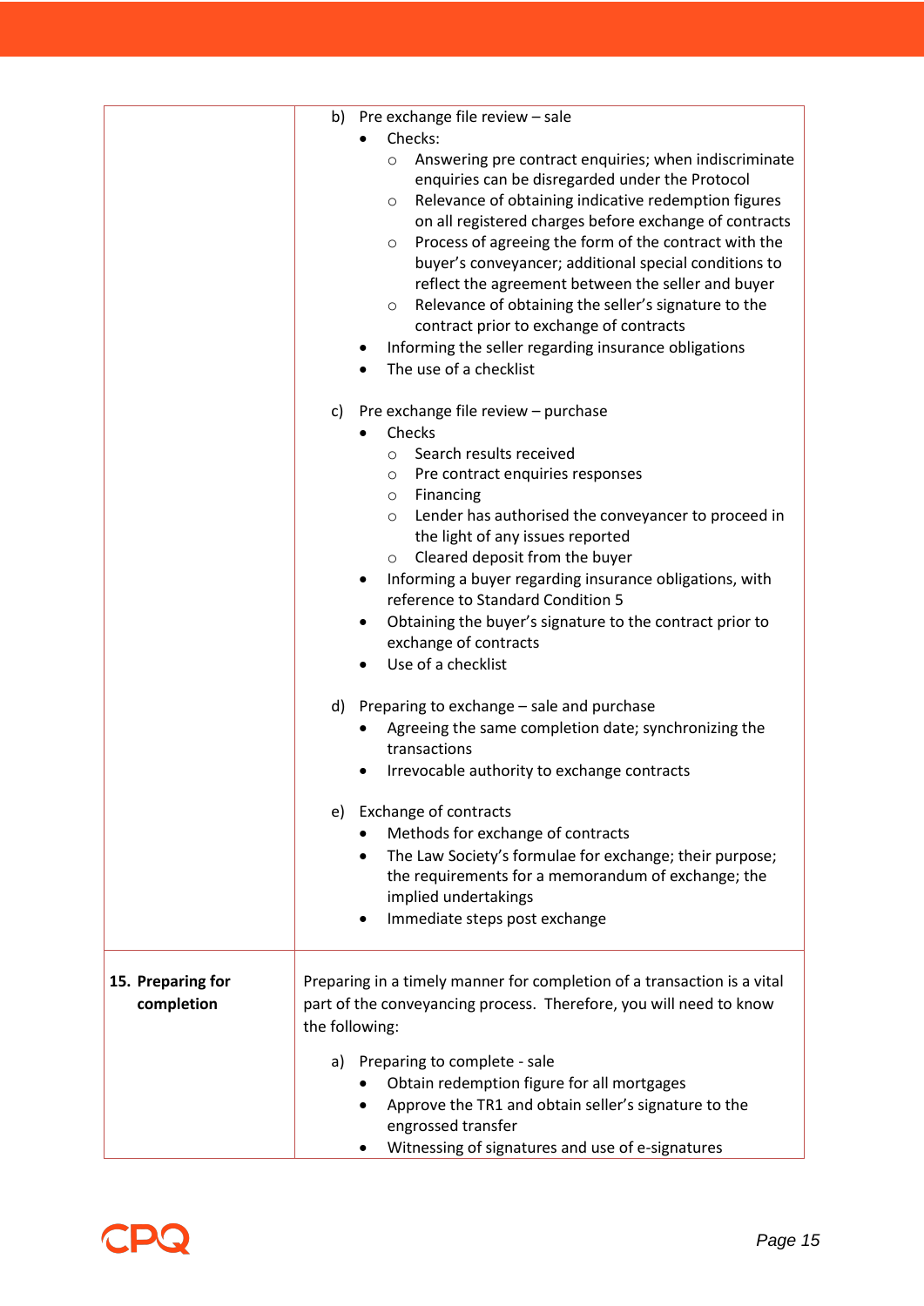| | |
|---|---|
| | b) Pre exchange file review – sale<br>• Checks:<br>  ○ Answering pre contract enquiries; when indiscriminate enquiries can be disregarded under the Protocol<br>  ○ Relevance of obtaining indicative redemption figures on all registered charges before exchange of contracts<br>  ○ Process of agreeing the form of the contract with the buyer's conveyancer; additional special conditions to reflect the agreement between the seller and buyer<br>  ○ Relevance of obtaining the seller's signature to the contract prior to exchange of contracts<br>• Informing the seller regarding insurance obligations<br>• The use of a checklist<br><br>c) Pre exchange file review – purchase<br>• Checks<br>  ○ Search results received<br>  ○ Pre contract enquiries responses<br>  ○ Financing<br>  ○ Lender has authorised the conveyancer to proceed in the light of any issues reported<br>  ○ Cleared deposit from the buyer<br>• Informing a buyer regarding insurance obligations, with reference to Standard Condition 5<br>• Obtaining the buyer's signature to the contract prior to exchange of contracts<br>• Use of a checklist<br><br>d) Preparing to exchange – sale and purchase<br>• Agreeing the same completion date; synchronizing the transactions<br>• Irrevocable authority to exchange contracts<br><br>e) Exchange of contracts<br>• Methods for exchange of contracts<br>• The Law Society's formulae for exchange; their purpose; the requirements for a memorandum of exchange; the implied undertakings<br>• Immediate steps post exchange |
| **15. Preparing for completion** | Preparing in a timely manner for completion of a transaction is a vital part of the conveyancing process. Therefore, you will need to know the following:<br><br>a) Preparing to complete - sale<br>• Obtain redemption figure for all mortgages<br>• Approve the TR1 and obtain seller's signature to the engrossed transfer<br>• Witnessing of signatures and use of e-signatures |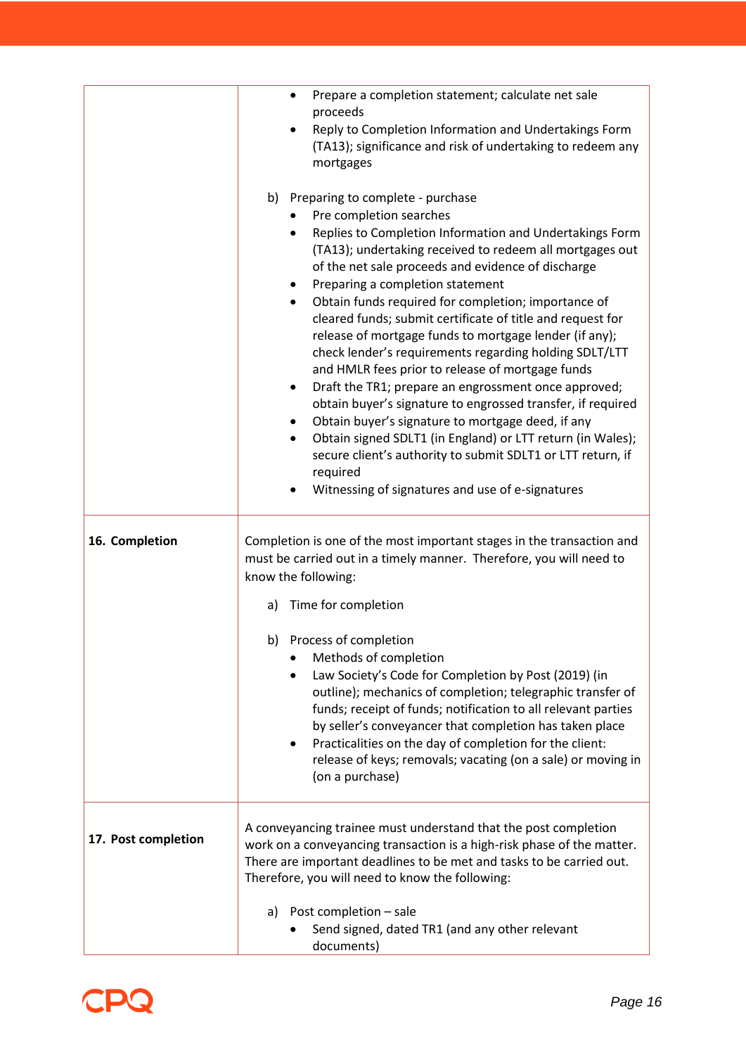| | |
|---|---|
| | • Prepare a completion statement; calculate net sale proceeds<br>• Reply to Completion Information and Undertakings Form (TA13); significance and risk of undertaking to redeem any mortgages<br><br>b) Preparing to complete - purchase<br>• Pre completion searches<br>• Replies to Completion Information and Undertakings Form (TA13); undertaking received to redeem all mortgages out of the net sale proceeds and evidence of discharge<br>• Preparing a completion statement<br>• Obtain funds required for completion; importance of cleared funds; submit certificate of title and request for release of mortgage funds to mortgage lender (if any); check lender's requirements regarding holding SDLT/LTT and HMLR fees prior to release of mortgage funds<br>• Draft the TR1; prepare an engrossment once approved; obtain buyer's signature to engrossed transfer, if required<br>• Obtain buyer's signature to mortgage deed, if any<br>• Obtain signed SDLT1 (in England) or LTT return (in Wales); secure client's authority to submit SDLT1 or LTT return, if required<br>• Witnessing of signatures and use of e-signatures |
| **16. Completion** | Completion is one of the most important stages in the transaction and must be carried out in a timely manner. Therefore, you will need to know the following:<br><br>a) Time for completion<br><br>b) Process of completion<br>• Methods of completion<br>• Law Society's Code for Completion by Post (2019) (in outline); mechanics of completion; telegraphic transfer of funds; receipt of funds; notification to all relevant parties by seller's conveyancer that completion has taken place<br>• Practicalities on the day of completion for the client: release of keys; removals; vacating (on a sale) or moving in (on a purchase) |
| **17. Post completion** | A conveyancing trainee must understand that the post completion work on a conveyancing transaction is a high-risk phase of the matter. There are important deadlines to be met and tasks to be carried out. Therefore, you will need to know the following:<br><br>a) Post completion – sale<br>• Send signed, dated TR1 (and any other relevant documents) |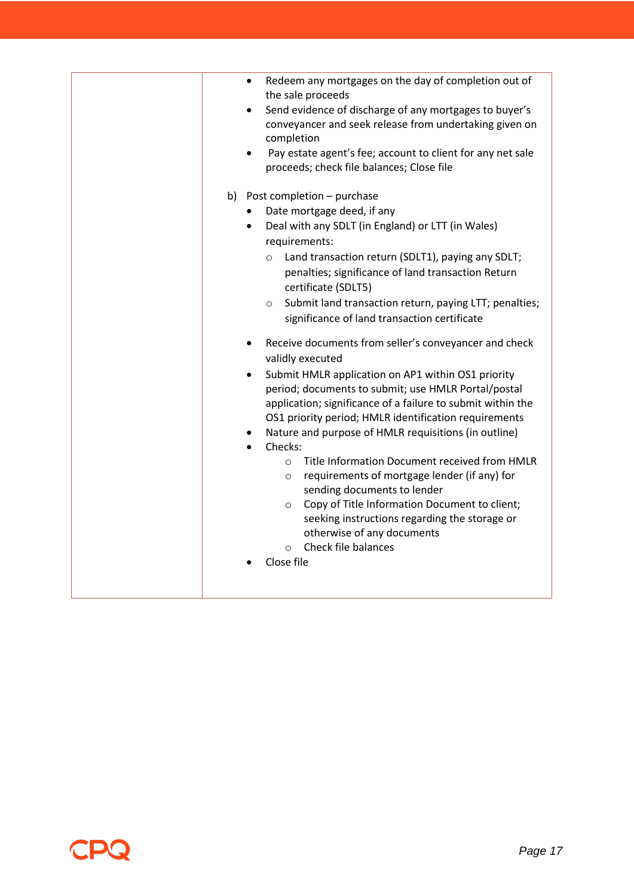| | |
|---|---|
| | <ul><li>Redeem any mortgages on the day of completion out of the sale proceeds</li><li>Send evidence of discharge of any mortgages to buyer's conveyancer and seek release from undertaking given on completion</li><li>Pay estate agent's fee; account to client for any net sale proceeds; check file balances; Close file</li></ul>b) Post completion – purchase<ul><li>Date mortgage deed, if any</li><li>Deal with any SDLT (in England) or LTT (in Wales) requirements:<ul><li>Land transaction return (SDLT1), paying any SDLT; penalties; significance of land transaction Return certificate (SDLT5)</li><li>Submit land transaction return, paying LTT; penalties; significance of land transaction certificate</li></ul></li><li>Receive documents from seller's conveyancer and check validly executed</li><li>Submit HMLR application on AP1 within OS1 priority period; documents to submit; use HMLR Portal/postal application; significance of a failure to submit within the OS1 priority period; HMLR identification requirements</li><li>Nature and purpose of HMLR requisitions (in outline)</li><li>Checks:<ul><li>Title Information Document received from HMLR</li><li>requirements of mortgage lender (if any) for sending documents to lender</li><li>Copy of Title Information Document to client; seeking instructions regarding the storage or otherwise of any documents</li><li>Check file balances</li></ul></li><li>Close file</li></ul> |